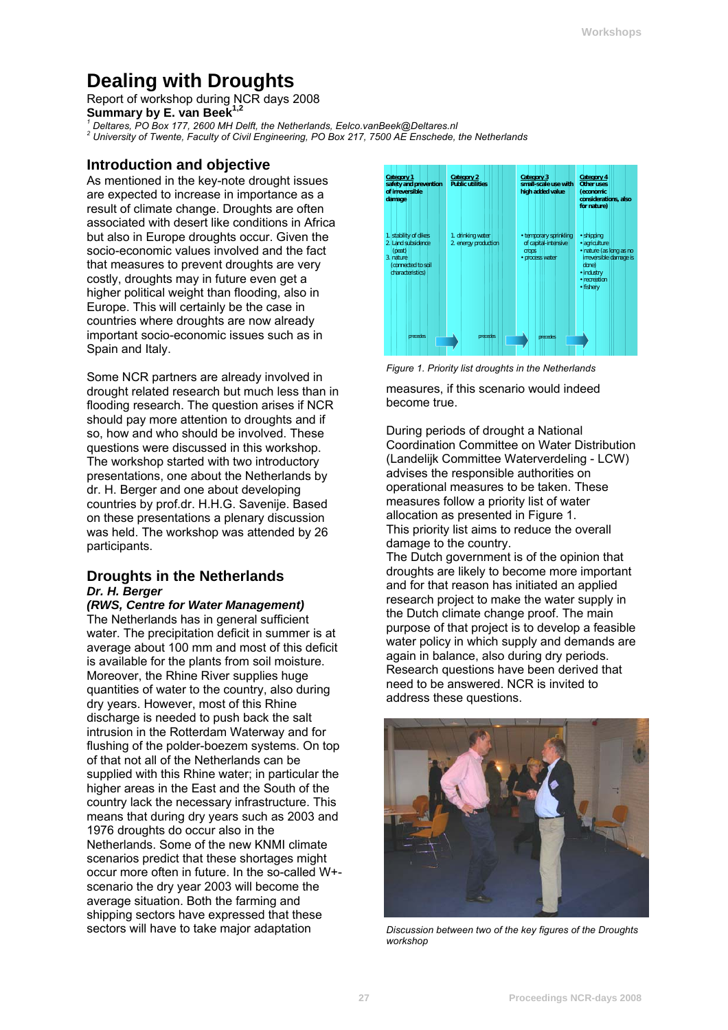# Dealing with Droughts

Report of workshop during NCR days 2008

**Summary by E. van Beek[1,2]**

*[1] Deltares, PO Box 177, 2600 MH Delft, the Netherlands, Eelco.vanBeek@Deltares.nl*
*[2] University of Twente, Faculty of Civil Engineering, PO Box 217, 7500 AE Enschede, the Netherlands*

## Introduction and objective

As mentioned in the key-note drought issues are expected to increase in importance as a result of climate change. Droughts are often associated with desert like conditions in Africa but also in Europe droughts occur. Given the socio-economic values involved and the fact that measures to prevent droughts are very costly, droughts may in future even get a higher political weight than flooding, also in Europe. This will certainly be the case in countries where droughts are now already important socio-economic issues such as in Spain and Italy.

Some NCR partners are already involved in drought related research but much less than in flooding research. The question arises if NCR should pay more attention to droughts and if so, how and who should be involved. These questions were discussed in this workshop. The workshop started with two introductory presentations, one about the Netherlands by dr. H. Berger and one about developing countries by prof.dr. H.H.G. Savenije. Based on these presentations a plenary discussion was held. The workshop was attended by 26 participants.

## Droughts in the Netherlands

***Dr. H. Berger***

***(RWS, Centre for Water Management)***

The Netherlands has in general sufficient water. The precipitation deficit in summer is at average about 100 mm and most of this deficit is available for the plants from soil moisture. Moreover, the Rhine River supplies huge quantities of water to the country, also during dry years. However, most of this Rhine discharge is needed to push back the salt intrusion in the Rotterdam Waterway and for flushing of the polder-boezem systems. On top of that not all of the Netherlands can be supplied with this Rhine water; in particular the higher areas in the East and the South of the country lack the necessary infrastructure. This means that during dry years such as 2003 and 1976 droughts do occur also in the Netherlands. Some of the new KNMI climate scenarios predict that these shortages might occur more often in future. In the so-called W+-scenario the dry year 2003 will become the average situation. Both the farming and shipping sectors have expressed that these sectors will have to take major adaptation measures, if this scenario would indeed become true.

| Category 1 safety and prevention of irreversible damage | Category 2 Public utilities | Category 3 small-scale use with high added value | Category 4 Other uses (economic considerations, also for nature) |
|---|---|---|---|
| 1. stability of dikes<br>2. Land subsidence (peat)<br>3. nature (connected to soil characteristics) | 1. drinking water<br>2. energy production | • temporary sprinkling of capital-intensive crops<br>• process water | • shipping<br>• agriculture<br>• nature (as long as no irreversible damage is done)<br>• industry<br>• recreation<br>• fishery |
| precedes → | precedes → | precedes → | |

*Figure 1. Priority list droughts in the Netherlands*

During periods of drought a National Coordination Committee on Water Distribution (Landelijk Committee Waterverdeling - LCW) advises the responsible authorities on operational measures to be taken. These measures follow a priority list of water allocation as presented in Figure 1.
This priority list aims to reduce the overall damage to the country.
The Dutch government is of the opinion that droughts are likely to become more important and for that reason has initiated an applied research project to make the water supply in the Dutch climate change proof. The main purpose of that project is to develop a feasible water policy in which supply and demands are again in balance, also during dry periods. Research questions have been derived that need to be answered. NCR is invited to address these questions.

*Discussion between two of the key figures of the Droughts workshop*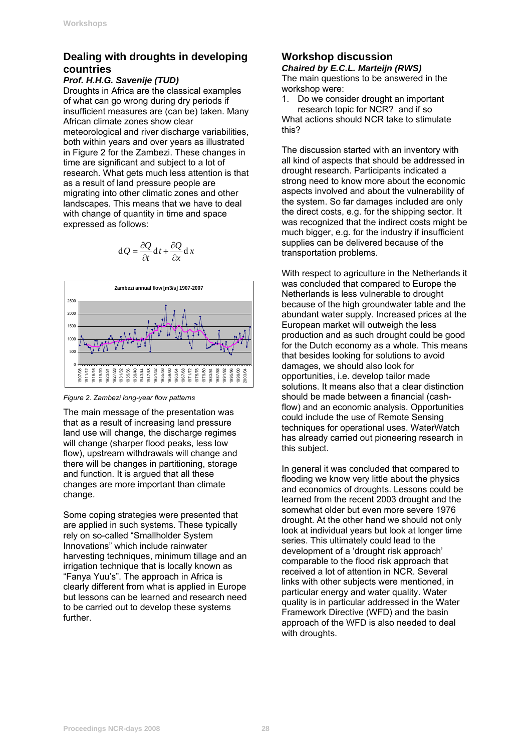## Dealing with droughts in developing countries

***Prof. H.H.G. Savenije (TUD)***

Droughts in Africa are the classical examples of what can go wrong during dry periods if insufficient measures are (can be) taken. Many African climate zones show clear meteorological and river discharge variabilities, both within years and over years as illustrated in Figure 2 for the Zambezi. These changes in time are significant and subject to a lot of research. What gets much less attention is that as a result of land pressure people are migrating into other climatic zones and other landscapes. This means that we have to deal with change of quantity in time and space expressed as follows:

$$dQ = \frac{\partial Q}{\partial t} dt + \frac{\partial Q}{\partial x} dx$$

*Figure 2. Zambezi long-year flow patterns*

The main message of the presentation was that as a result of increasing land pressure land use will change, the discharge regimes will change (sharper flood peaks, less low flow), upstream withdrawals will change and there will be changes in partitioning, storage and function. It is argued that all these changes are more important than climate change.

Some coping strategies were presented that are applied in such systems. These typically rely on so-called "Smallholder System Innovations" which include rainwater harvesting techniques, minimum tillage and an irrigation technique that is locally known as "Fanya Yuu's". The approach in Africa is clearly different from what is applied in Europe but lessons can be learned and research need to be carried out to develop these systems further.

## Workshop discussion

***Chaired by E.C.L. Marteijn (RWS)***

The main questions to be answered in the workshop were:

1. Do we consider drought an important research topic for NCR? and if so

What actions should NCR take to stimulate this?

The discussion started with an inventory with all kind of aspects that should be addressed in drought research. Participants indicated a strong need to know more about the economic aspects involved and about the vulnerability of the system. So far damages included are only the direct costs, e.g. for the shipping sector. It was recognized that the indirect costs might be much bigger, e.g. for the industry if insufficient supplies can be delivered because of the transportation problems.

With respect to agriculture in the Netherlands it was concluded that compared to Europe the Netherlands is less vulnerable to drought because of the high groundwater table and the abundant water supply. Increased prices at the European market will outweigh the less production and as such drought could be good for the Dutch economy as a whole. This means that besides looking for solutions to avoid damages, we should also look for opportunities, i.e. develop tailor made solutions. It means also that a clear distinction should be made between a financial (cash-flow) and an economic analysis. Opportunities could include the use of Remote Sensing techniques for operational uses. WaterWatch has already carried out pioneering research in this subject.

In general it was concluded that compared to flooding we know very little about the physics and economics of droughts. Lessons could be learned from the recent 2003 drought and the somewhat older but even more severe 1976 drought. At the other hand we should not only look at individual years but look at longer time series. This ultimately could lead to the development of a 'drought risk approach' comparable to the flood risk approach that received a lot of attention in NCR. Several links with other subjects were mentioned, in particular energy and water quality. Water quality is in particular addressed in the Water Framework Directive (WFD) and the basin approach of the WFD is also needed to deal with droughts.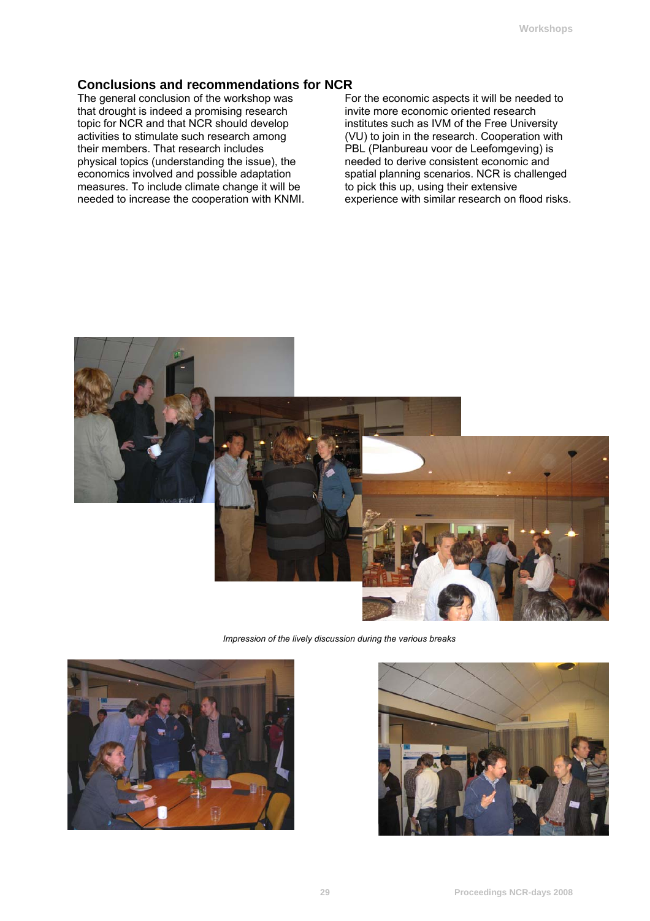## Conclusions and recommendations for NCR

The general conclusion of the workshop was that drought is indeed a promising research topic for NCR and that NCR should develop activities to stimulate such research among their members. That research includes physical topics (understanding the issue), the economics involved and possible adaptation measures. To include climate change it will be needed to increase the cooperation with KNMI.

For the economic aspects it will be needed to invite more economic oriented research institutes such as IVM of the Free University (VU) to join in the research. Cooperation with PBL (Planbureau voor de Leefomgeving) is needed to derive consistent economic and spatial planning scenarios. NCR is challenged to pick this up, using their extensive experience with similar research on flood risks.

*Impression of the lively discussion during the various breaks*